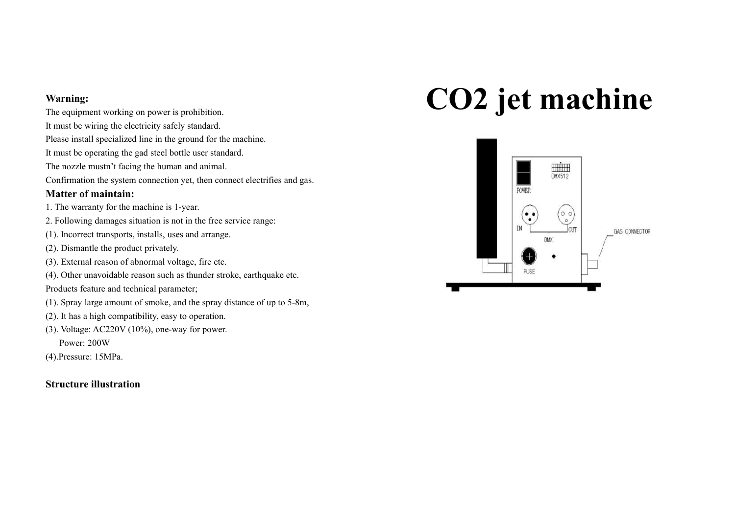**Warning:**

The equipment working on power is prohibition.

It must be wiring the electricity safely standard.

Please install specialized line in the ground for the machine.

It must be operating the gad steel bottle user standard.

The nozzle mustn't facing the human and animal.

Confirmation the system connection yet, then connect electrifies and gas.

**Matter of maintain:**

1. The warranty for the machine is 1-year.
2. Following damages situation is not in the free service range:

(1). Incorrect transports, installs, uses and arrange.

(2). Dismantle the product privately.

(3). External reason of abnormal voltage, fire etc.

(4). Other unavoidable reason such as thunder stroke, earthquake etc.

Products feature and technical parameter;

(1). Spray large amount of smoke, and the spray distance of up to 5-8m,

(2). It has a high compatibility, easy to operation.

(3). Voltage: AC220V (10%), one-way for power.

Power: 200W

(4).Pressure: 15MPa.

**Structure illustration**

# $CO_2$ jet machine

POWER

DMX512

IN

OUT

DMX

PUSE

GAS CONNECTOR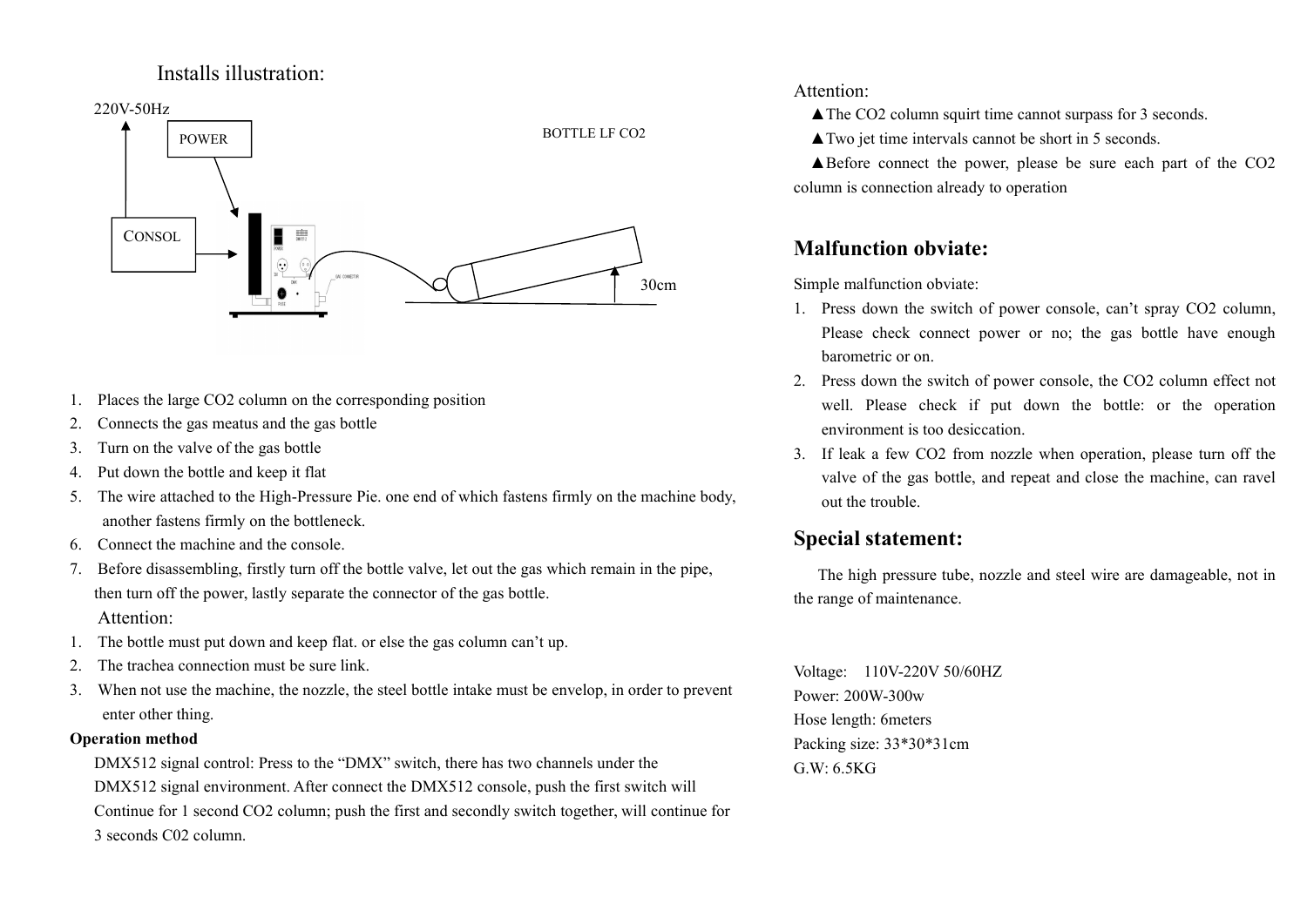Installs illustration:

220V-50Hz

POWER

CONSOL

BOTTLE LF CO2

30cm

1. Places the large CO2 column on the corresponding position
2. Connects the gas meatus and the gas bottle
3. Turn on the valve of the gas bottle
4. Put down the bottle and keep it flat
5. The wire attached to the High-Pressure Pie. one end of which fastens firmly on the machine body, another fastens firmly on the bottleneck.
6. Connect the machine and the console.
7. Before disassembling, firstly turn off the bottle valve, let out the gas which remain in the pipe, then turn off the power, lastly separate the connector of the gas bottle.

Attention:

1. The bottle must put down and keep flat. or else the gas column can't up.
2. The trachea connection must be sure link.
3. When not use the machine, the nozzle, the steel bottle intake must be envelop, in order to prevent enter other thing.

**Operation method**

DMX512 signal control: Press to the "DMX" switch, there has two channels under the DMX512 signal environment. After connect the DMX512 console, push the first switch will Continue for 1 second CO2 column; push the first and secondly switch together, will continue for 3 seconds C02 column.

Attention:

▲The CO2 column squirt time cannot surpass for 3 seconds.

▲Two jet time intervals cannot be short in 5 seconds.

▲Before connect the power, please be sure each part of the CO2 column is connection already to operation

## Malfunction obviate:

Simple malfunction obviate:

1. Press down the switch of power console, can't spray CO2 column, Please check connect power or no; the gas bottle have enough barometric or on.
2. Press down the switch of power console, the CO2 column effect not well. Please check if put down the bottle: or the operation environment is too desiccation.
3. If leak a few CO2 from nozzle when operation, please turn off the valve of the gas bottle, and repeat and close the machine, can ravel out the trouble.

## Special statement:

The high pressure tube, nozzle and steel wire are damageable, not in the range of maintenance.

Voltage: 110V-220V 50/60HZ
Power: 200W-300w
Hose length: 6meters
Packing size: 33*30*31cm
G.W: 6.5KG